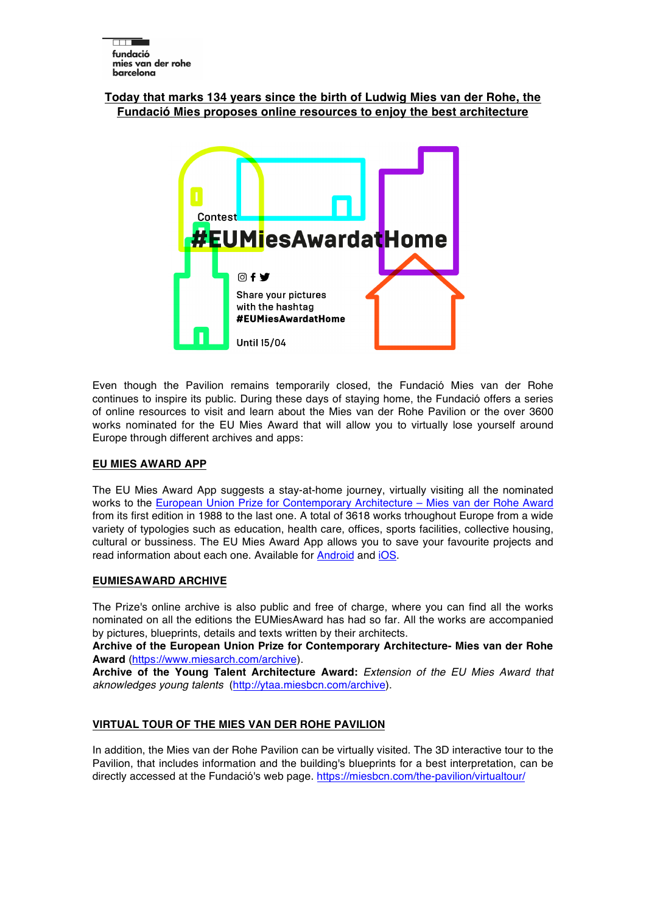fundació
mies van der rohe
barcelona

**Today that marks 134 years since the birth of Ludwig Mies van der Rohe, the Fundació Mies proposes online resources to enjoy the best architecture**

Contest
#EUMiesAwardatHome

Share your pictures with the hashtag **#EUMiesAwardatHome**

Until 15/04

Even though the Pavilion remains temporarily closed, the Fundació Mies van der Rohe continues to inspire its public. During these days of staying home, the Fundació offers a series of online resources to visit and learn about the Mies van der Rohe Pavilion or the over 3600 works nominated for the EU Mies Award that will allow you to virtually lose yourself around Europe through different archives and apps:

## EU MIES AWARD APP

The EU Mies Award App suggests a stay-at-home journey, virtually visiting all the nominated works to the European Union Prize for Contemporary Architecture – Mies van der Rohe Award from its first edition in 1988 to the last one. A total of 3618 works trhoughout Europe from a wide variety of typologies such as education, health care, offices, sports facilities, collective housing, cultural or bussiness. The EU Mies Award App allows you to save your favourite projects and read information about each one. Available for Android and iOS.

## EUMIESAWARD ARCHIVE

The Prize's online archive is also public and free of charge, where you can find all the works nominated on all the editions the EUMiesAward has had so far. All the works are accompanied by pictures, blueprints, details and texts written by their architects.
**Archive of the European Union Prize for Contemporary Architecture- Mies van der Rohe Award** (https://www.miesarch.com/archive).
**Archive of the Young Talent Architecture Award:** *Extension of the EU Mies Award that aknowledges young talents* (http://ytaa.miesbcn.com/archive).

## VIRTUAL TOUR OF THE MIES VAN DER ROHE PAVILION

In addition, the Mies van der Rohe Pavilion can be virtually visited. The 3D interactive tour to the Pavilion, that includes information and the building's blueprints for a best interpretation, can be directly accessed at the Fundació's web page. https://miesbcn.com/the-pavilion/virtualtour/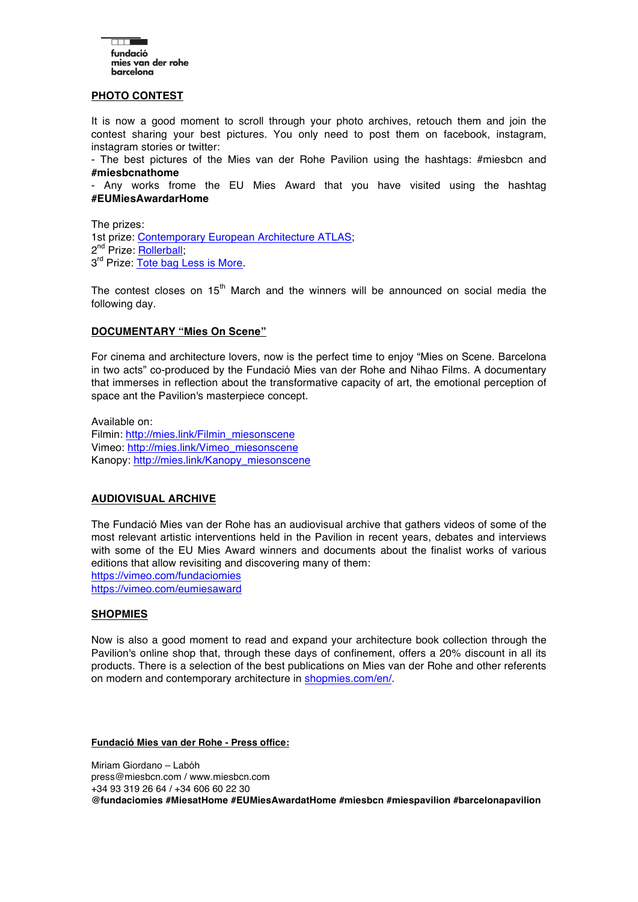fundació
mies van der rohe
barcelona

## PHOTO CONTEST

It is now a good moment to scroll through your photo archives, retouch them and join the contest sharing your best pictures. You only need to post them on facebook, instagram, instagram stories or twitter:

- The best pictures of the Mies van der Rohe Pavilion using the hashtags: #miesbcn and **#miesbcnathome**
- Any works frome the EU Mies Award that you have visited using the hashtag **#EUMiesAwardarHome**

The prizes:
1st prize: Contemporary European Architecture ATLAS;
2nd Prize: Rollerball;
3rd Prize: Tote bag Less is More.

The contest closes on 15th March and the winners will be announced on social media the following day.

## DOCUMENTARY "Mies On Scene"

For cinema and architecture lovers, now is the perfect time to enjoy "Mies on Scene. Barcelona in two acts" co-produced by the Fundació Mies van der Rohe and Nihao Films. A documentary that immerses in reflection about the transformative capacity of art, the emotional perception of space ant the Pavilion's masterpiece concept.

Available on:
Filmin: http://mies.link/Filmin_miesonscene
Vimeo: http://mies.link/Vimeo_miesonscene
Kanopy: http://mies.link/Kanopy_miesonscene

## AUDIOVISUAL ARCHIVE

The Fundació Mies van der Rohe has an audiovisual archive that gathers videos of some of the most relevant artistic interventions held in the Pavilion in recent years, debates and interviews with some of the EU Mies Award winners and documents about the finalist works of various editions that allow revisiting and discovering many of them:
https://vimeo.com/fundaciomies
https://vimeo.com/eumiesaward

## SHOPMIES

Now is also a good moment to read and expand your architecture book collection through the Pavilion's online shop that, through these days of confinement, offers a 20% discount in all its products. There is a selection of the best publications on Mies van der Rohe and other referents on modern and contemporary architecture in shopmies.com/en/.

**Fundació Mies van der Rohe - Press office:**

Miriam Giordano – Labóh
press@miesbcn.com / www.miesbcn.com
+34 93 319 26 64 / +34 606 60 22 30
**@fundaciomies #MiesatHome #EUMiesAwardatHome #miesbcn #miespavilion #barcelonapavilion**